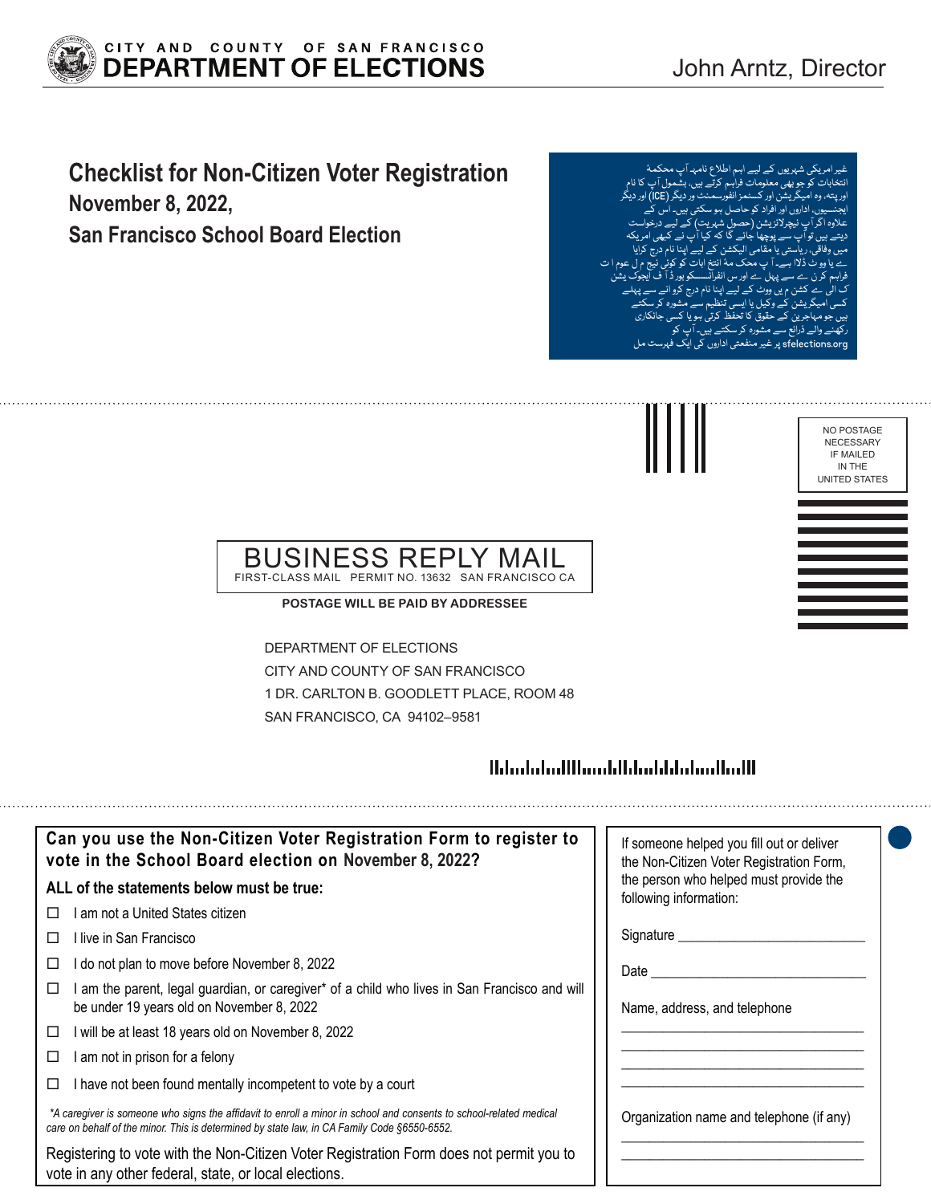CITY AND COUNTY OF SAN FRANCISCO
**DEPARTMENT OF ELECTIONS**

John Arntz, Director

# Checklist for Non-Citizen Voter Registration

## November 8, 2022,

## San Francisco School Board Election

غیر امریکی شہریوں کے لیے اہم اطلاع نامہ۔ آپ محکمۂ انتخابات کو جو بھی معلومات فراہم کرتے ہیں، بشمول آپ کا نام اور پتہ، وہ امیگریشن اور کسٹمز انفورسمنٹ ور دیگر (ICE) اور دیگر ایجنسیوں، اداروں اور افراد کو حاصل ہو سکتی ہیں۔ اس کے علاوہ اگر آپ نیچرلائزیشن (حصول شہریت) کے لیے درخواست دیتے ہیں تو آپ سے پوچھا جائے گا کہ کیا آپ نے کبھی امریکہ میں وفاقی، ریاستی یا مقامی الیکشن کے لیے اپنا نام درج کرایا ہے یا ووٹ ڈالا ہے۔ آپ محکمۂ انتخابات کو کوئی نیچ م ل عوم ا ت فراہم کرن ے سے پہل ے اور س انفرانسسکو بور ڈ آ ف ایجوک یشن ک ال ے کشن م یں ووٹ کے لیے اپنا نام درج کروانے سے پہلے کسی امیگریشن کے وکیل یا ایسی تنظیم سے مشورہ کر سکتے ہیں جو مہاجرین کے حقوق کا تحفظ کرتی ہو یا کسی جانکاری رکھنے والے ذرائع سے مشورہ کر سکتے ہیں۔ آپ کو sfelections.org پر غیر منفعتی اداروں کی ایک فہرست مل

NO POSTAGE NECESSARY IF MAILED IN THE UNITED STATES

BUSINESS REPLY MAIL
FIRST-CLASS MAIL PERMIT NO. 13632 SAN FRANCISCO CA

**POSTAGE WILL BE PAID BY ADDRESSEE**

DEPARTMENT OF ELECTIONS
CITY AND COUNTY OF SAN FRANCISCO
1 DR. CARLTON B. GOODLETT PLACE, ROOM 48
SAN FRANCISCO, CA 94102–9581

### Can you use the Non-Citizen Voter Registration Form to register to vote in the School Board election on November 8, 2022?

**ALL of the statements below must be true:**

- ☐ I am not a United States citizen
- ☐ I live in San Francisco
- ☐ I do not plan to move before November 8, 2022
- ☐ I am the parent, legal guardian, or caregiver* of a child who lives in San Francisco and will be under 19 years old on November 8, 2022
- ☐ I will be at least 18 years old on November 8, 2022
- ☐ I am not in prison for a felony
- ☐ I have not been found mentally incompetent to vote by a court

*\*A caregiver is someone who signs the affidavit to enroll a minor in school and consents to school-related medical care on behalf of the minor. This is determined by state law, in CA Family Code §6550-6552.*

Registering to vote with the Non-Citizen Voter Registration Form does not permit you to vote in any other federal, state, or local elections.

If someone helped you fill out or deliver the Non-Citizen Voter Registration Form, the person who helped must provide the following information:

Signature ___________________________

Date ________________________________

Name, address, and telephone

___________________________________

___________________________________

___________________________________

___________________________________

Organization name and telephone (if any)

___________________________________

___________________________________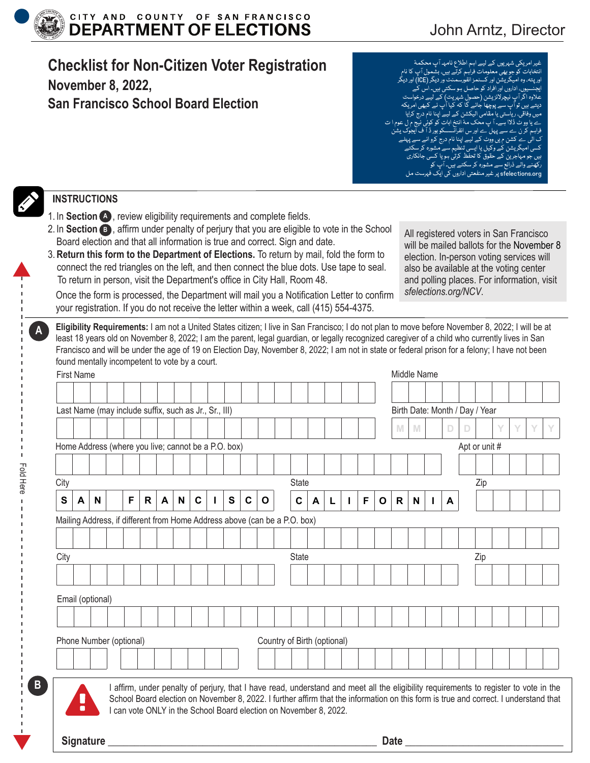CITY AND COUNTY OF SAN FRANCISCO
**DEPARTMENT OF ELECTIONS**

John Arntz, Director

# Checklist for Non-Citizen Voter Registration

## November 8, 2022,
## San Francisco School Board Election

غیر امریکی شہریوں کے لیے اہم اطلاع نامہ آپ محکمۂ انتخابات کو جو بھی معلومات فراہم کرتے ہیں، بشمول آپ کا نام اور پتہ، وہ امیگریشن اور کسٹمز انفورسمنٹ ور دیگر (ICE) اور دیگر ایجنسیوں، اداروں اور افراد کو حاصل ہو سکتی ہیں۔ اس کے علاوہ اگر آپ نیچرلائزیشن (حصول شہریت) کے لیے درخواست دیتے ہیں تو آپ سے پوچھا جائے گا کہ کیا آپ نے کبھی امریکہ میں وفاقی، ریاستی یا مقامی الیکشن کے لیے اپنا نام درج کرایا ہے یا ووٹ ڈالا ہے۔ آپ محکمۂ انتخابات کو کوئی بھی معلومات فراہم کرنے سے پہلے اور سان فرانسسکو بورڈ آف ایجوکیشن کے الیکشن میں ووٹ کے لیے اپنا نام درج کروانے سے پہلے کسی امیگریشن کے وکیل یا ایسی تنظیم سے مشورہ کر سکتے ہیں جو مہاجرین کے حقوق کا تحفظ کرتی ہو یا کسی جانکاری رکھنے والے ذرائع سے مشورہ کر سکتے ہیں۔ آپ کو sfelections.org پر غیر منفعتی اداروں کی ایک فہرست مل

## INSTRUCTIONS

1. In **Section A**, review eligibility requirements and complete fields.
2. In **Section B**, affirm under penalty of perjury that you are eligible to vote in the School Board election and that all information is true and correct. Sign and date.
3. **Return this form to the Department of Elections.** To return by mail, fold the form to connect the red triangles on the left, and then connect the blue dots. Use tape to seal. To return in person, visit the Department's office in City Hall, Room 48.

Once the form is processed, the Department will mail you a Notification Letter to confirm your registration. If you do not receive the letter within a week, call (415) 554-4375.

All registered voters in San Francisco will be mailed ballots for the November 8 election. In-person voting services will also be available at the voting center and polling places. For information, visit *sfelections.org/NCV*.

Fold Here

**A**

**Eligibility Requirements:** I am not a United States citizen; I live in San Francisco; I do not plan to move before November 8, 2022; I will be at least 18 years old on November 8, 2022; I am the parent, legal guardian, or legally recognized caregiver of a child who currently lives in San Francisco and will be under the age of 19 on Election Day, November 8, 2022; I am not in state or federal prison for a felony; I have not been found mentally incompetent to vote by a court.

First Name ____________________ Middle Name ____________________

Last Name (may include suffix, such as Jr., Sr., III) ____________________ Birth Date: Month / Day / Year M M D D Y Y Y Y

Home Address (where you live; cannot be a P.O. box) ____________________ Apt or unit # ________

City: S A N F R A N C I S C O State: C A L I F O R N I A Zip ________

Mailing Address, if different from Home Address above (can be a P.O. box) ____________________

City ____________________ State ____________________ Zip ________

Email (optional) ____________________

Phone Number (optional) ____________________ Country of Birth (optional) ____________________

**B**

I affirm, under penalty of perjury, that I have read, understand and meet all the eligibility requirements to register to vote in the School Board election on November 8, 2022. I further affirm that the information on this form is true and correct. I understand that I can vote ONLY in the School Board election on November 8, 2022.

**Signature** ______________________________ **Date** ____________________